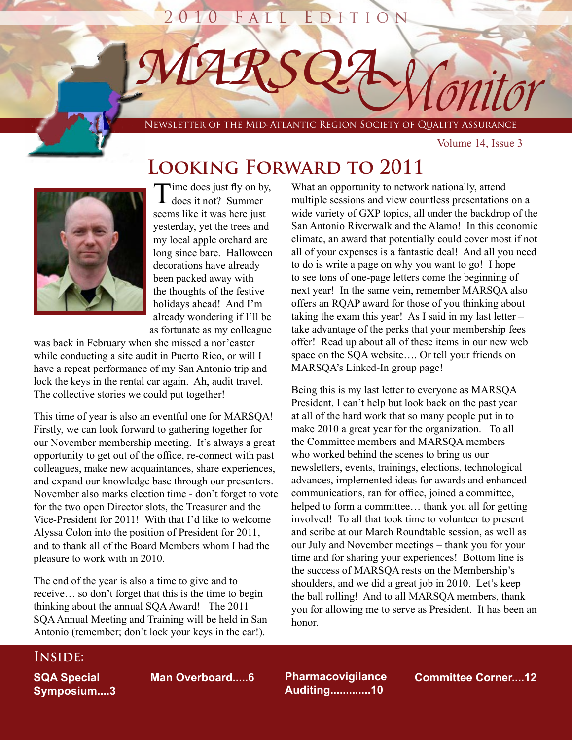2010 Fall Edition

# MARSQA Monitor

Newsletter of the Mid-Atlantic Region Society of Quality Assurance

Volume 14, Issue 3

## Looking Forward to 2011

Time does just fly on by, does it not? Summer seems like it was here just yesterday, yet the trees and my local apple orchard are long since bare. Halloween decorations have already been packed away with the thoughts of the festive holidays ahead! And I'm already wondering if I'll be as fortunate as my colleague was back in February when she missed a nor'easter while conducting a site audit in Puerto Rico, or will I have a repeat performance of my San Antonio trip and lock the keys in the rental car again. Ah, audit travel. The collective stories we could put together!

This time of year is also an eventful one for MARSQA! Firstly, we can look forward to gathering together for our November membership meeting. It's always a great opportunity to get out of the office, re-connect with past colleagues, make new acquaintances, share experiences, and expand our knowledge base through our presenters. November also marks election time - don't forget to vote for the two open Director slots, the Treasurer and the Vice-President for 2011! With that I'd like to welcome Alyssa Colon into the position of President for 2011, and to thank all of the Board Members whom I had the pleasure to work with in 2010.

The end of the year is also a time to give and to receive… so don't forget that this is the time to begin thinking about the annual SQA Award! The 2011 SQA Annual Meeting and Training will be held in San Antonio (remember; don't lock your keys in the car!). What an opportunity to network nationally, attend multiple sessions and view countless presentations on a wide variety of GXP topics, all under the backdrop of the San Antonio Riverwalk and the Alamo! In this economic climate, an award that potentially could cover most if not all of your expenses is a fantastic deal! And all you need to do is write a page on why you want to go! I hope to see tons of one-page letters come the beginning of next year! In the same vein, remember MARSQA also offers an RQAP award for those of you thinking about taking the exam this year! As I said in my last letter – take advantage of the perks that your membership fees offer! Read up about all of these items in our new web space on the SQA website…. Or tell your friends on MARSQA's Linked-In group page!

Being this is my last letter to everyone as MARSQA President, I can't help but look back on the past year at all of the hard work that so many people put in to make 2010 a great year for the organization. To all the Committee members and MARSQA members who worked behind the scenes to bring us our newsletters, events, trainings, elections, technological advances, implemented ideas for awards and enhanced communications, ran for office, joined a committee, helped to form a committee… thank you all for getting involved! To all that took time to volunteer to present and scribe at our March Roundtable session, as well as our July and November meetings – thank you for your time and for sharing your experiences! Bottom line is the success of MARSQA rests on the Membership's shoulders, and we did a great job in 2010. Let's keep the ball rolling! And to all MARSQA members, thank you for allowing me to serve as President. It has been an honor.

### Inside:

**SQA Special Symposium....3**

**Man Overboard.....6**

**Pharmacovigilance Auditing............10**

**Committee Corner....12**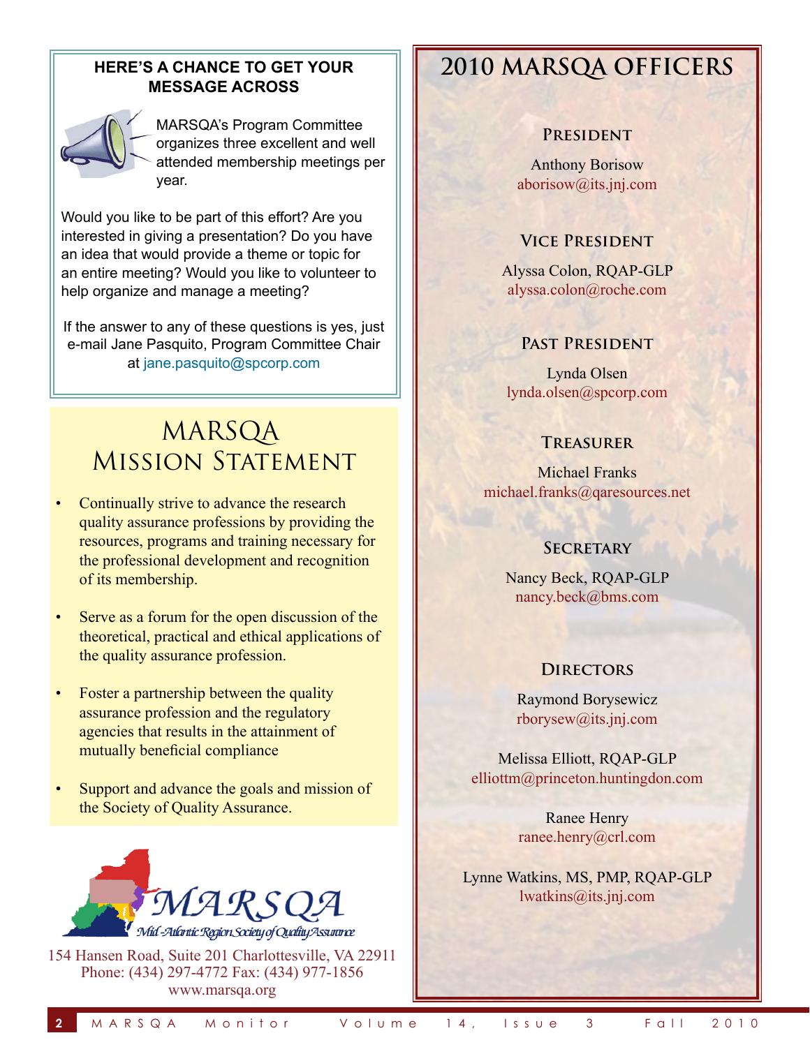**HERE'S A CHANCE TO GET YOUR MESSAGE ACROSS**

MARSQA's Program Committee organizes three excellent and well attended membership meetings per year.

Would you like to be part of this effort? Are you interested in giving a presentation? Do you have an idea that would provide a theme or topic for an entire meeting? Would you like to volunteer to help organize and manage a meeting?

If the answer to any of these questions is yes, just e-mail Jane Pasquito, Program Committee Chair at jane.pasquito@spcorp.com

## MARSQA Mission Statement

- Continually strive to advance the research quality assurance professions by providing the resources, programs and training necessary for the professional development and recognition of its membership.
- Serve as a forum for the open discussion of the theoretical, practical and ethical applications of the quality assurance profession.
- Foster a partnership between the quality assurance profession and the regulatory agencies that results in the attainment of mutually beneficial compliance
- Support and advance the goals and mission of the Society of Quality Assurance.

MARSQA
Mid-Atlantic Region Society of Quality Assurance

154 Hansen Road, Suite 201 Charlottesville, VA 22911
Phone: (434) 297-4772 Fax: (434) 977-1856
www.marsqa.org

# 2010 MARSQA Officers

### President

Anthony Borisow
aborisow@its.jnj.com

### Vice President

Alyssa Colon, RQAP-GLP
alyssa.colon@roche.com

### Past President

Lynda Olsen
lynda.olsen@spcorp.com

### Treasurer

Michael Franks
michael.franks@qaresources.net

### Secretary

Nancy Beck, RQAP-GLP
nancy.beck@bms.com

### Directors

Raymond Borysewicz
rborysew@its.jnj.com

Melissa Elliott, RQAP-GLP
elliottm@princeton.huntingdon.com

Ranee Henry
ranee.henry@crl.com

Lynne Watkins, MS, PMP, RQAP-GLP
lwatkins@its.jnj.com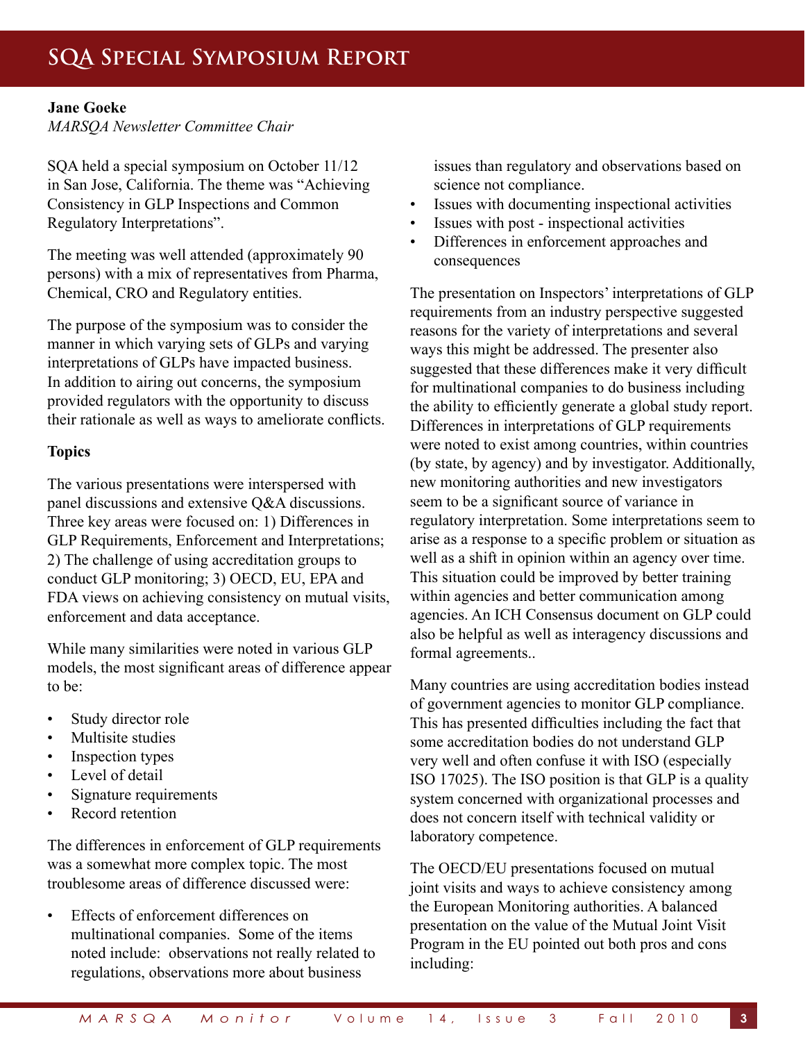# SQA Special Symposium Report

**Jane Goeke**
*MARSQA Newsletter Committee Chair*

SQA held a special symposium on October 11/12 in San Jose, California. The theme was "Achieving Consistency in GLP Inspections and Common Regulatory Interpretations".

The meeting was well attended (approximately 90 persons) with a mix of representatives from Pharma, Chemical, CRO and Regulatory entities.

The purpose of the symposium was to consider the manner in which varying sets of GLPs and varying interpretations of GLPs have impacted business. In addition to airing out concerns, the symposium provided regulators with the opportunity to discuss their rationale as well as ways to ameliorate conflicts.

**Topics**

The various presentations were interspersed with panel discussions and extensive Q&A discussions. Three key areas were focused on: 1) Differences in GLP Requirements, Enforcement and Interpretations; 2) The challenge of using accreditation groups to conduct GLP monitoring; 3) OECD, EU, EPA and FDA views on achieving consistency on mutual visits, enforcement and data acceptance.

While many similarities were noted in various GLP models, the most significant areas of difference appear to be:

- Study director role
- Multisite studies
- Inspection types
- Level of detail
- Signature requirements
- Record retention

The differences in enforcement of GLP requirements was a somewhat more complex topic. The most troublesome areas of difference discussed were:

- Effects of enforcement differences on multinational companies. Some of the items noted include: observations not really related to regulations, observations more about business issues than regulatory and observations based on science not compliance.
- Issues with documenting inspectional activities
- Issues with post - inspectional activities
- Differences in enforcement approaches and consequences

The presentation on Inspectors' interpretations of GLP requirements from an industry perspective suggested reasons for the variety of interpretations and several ways this might be addressed. The presenter also suggested that these differences make it very difficult for multinational companies to do business including the ability to efficiently generate a global study report. Differences in interpretations of GLP requirements were noted to exist among countries, within countries (by state, by agency) and by investigator. Additionally, new monitoring authorities and new investigators seem to be a significant source of variance in regulatory interpretation. Some interpretations seem to arise as a response to a specific problem or situation as well as a shift in opinion within an agency over time. This situation could be improved by better training within agencies and better communication among agencies. An ICH Consensus document on GLP could also be helpful as well as interagency discussions and formal agreements..

Many countries are using accreditation bodies instead of government agencies to monitor GLP compliance. This has presented difficulties including the fact that some accreditation bodies do not understand GLP very well and often confuse it with ISO (especially ISO 17025). The ISO position is that GLP is a quality system concerned with organizational processes and does not concern itself with technical validity or laboratory competence.

The OECD/EU presentations focused on mutual joint visits and ways to achieve consistency among the European Monitoring authorities. A balanced presentation on the value of the Mutual Joint Visit Program in the EU pointed out both pros and cons including: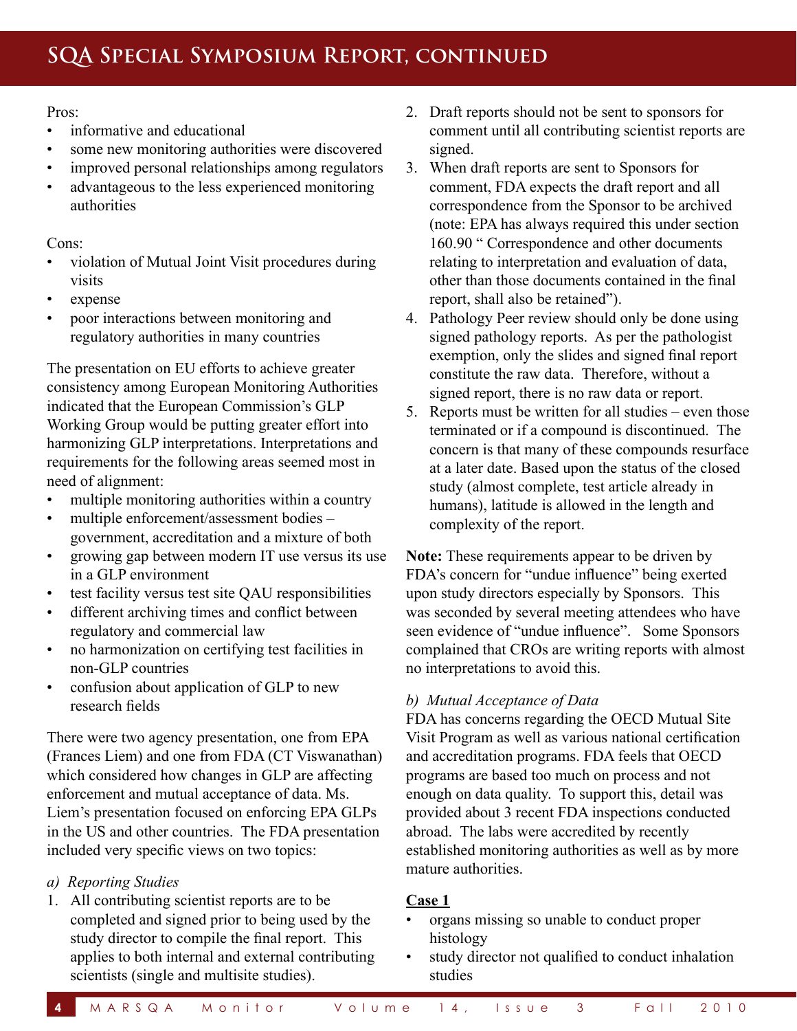Pros:

- informative and educational
- some new monitoring authorities were discovered
- improved personal relationships among regulators
- advantageous to the less experienced monitoring authorities

Cons:

- violation of Mutual Joint Visit procedures during visits
- expense
- poor interactions between monitoring and regulatory authorities in many countries

The presentation on EU efforts to achieve greater consistency among European Monitoring Authorities indicated that the European Commission's GLP Working Group would be putting greater effort into harmonizing GLP interpretations. Interpretations and requirements for the following areas seemed most in need of alignment:

- multiple monitoring authorities within a country
- multiple enforcement/assessment bodies – government, accreditation and a mixture of both
- growing gap between modern IT use versus its use in a GLP environment
- test facility versus test site QAU responsibilities
- different archiving times and conflict between regulatory and commercial law
- no harmonization on certifying test facilities in non-GLP countries
- confusion about application of GLP to new research fields

There were two agency presentation, one from EPA (Frances Liem) and one from FDA (CT Viswanathan) which considered how changes in GLP are affecting enforcement and mutual acceptance of data. Ms. Liem's presentation focused on enforcing EPA GLPs in the US and other countries. The FDA presentation included very specific views on two topics:

*a) Reporting Studies*

1. All contributing scientist reports are to be completed and signed prior to being used by the study director to compile the final report. This applies to both internal and external contributing scientists (single and multisite studies).
2. Draft reports should not be sent to sponsors for comment until all contributing scientist reports are signed.
3. When draft reports are sent to Sponsors for comment, FDA expects the draft report and all correspondence from the Sponsor to be archived (note: EPA has always required this under section 160.90 " Correspondence and other documents relating to interpretation and evaluation of data, other than those documents contained in the final report, shall also be retained").
4. Pathology Peer review should only be done using signed pathology reports. As per the pathologist exemption, only the slides and signed final report constitute the raw data. Therefore, without a signed report, there is no raw data or report.
5. Reports must be written for all studies – even those terminated or if a compound is discontinued. The concern is that many of these compounds resurface at a later date. Based upon the status of the closed study (almost complete, test article already in humans), latitude is allowed in the length and complexity of the report.

**Note:** These requirements appear to be driven by FDA's concern for "undue influence" being exerted upon study directors especially by Sponsors. This was seconded by several meeting attendees who have seen evidence of "undue influence". Some Sponsors complained that CROs are writing reports with almost no interpretations to avoid this.

*b) Mutual Acceptance of Data*

FDA has concerns regarding the OECD Mutual Site Visit Program as well as various national certification and accreditation programs. FDA feels that OECD programs are based too much on process and not enough on data quality. To support this, detail was provided about 3 recent FDA inspections conducted abroad. The labs were accredited by recently established monitoring authorities as well as by more mature authorities.

**Case 1**

- organs missing so unable to conduct proper histology
- study director not qualified to conduct inhalation studies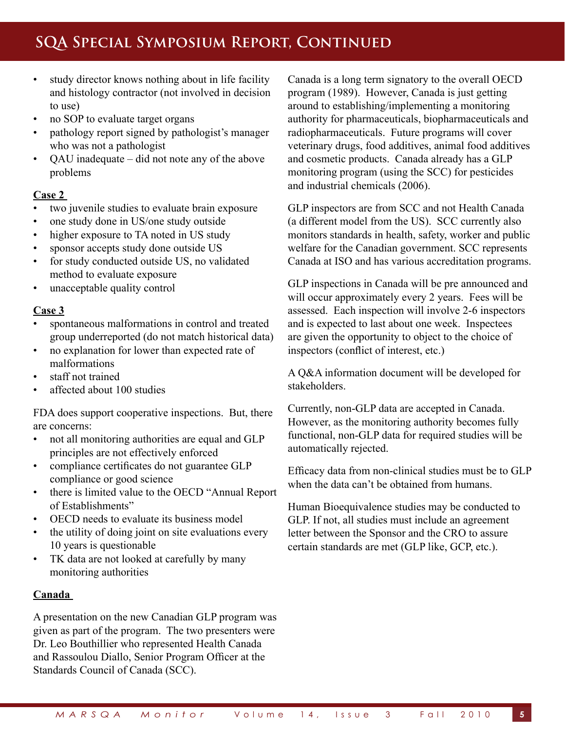- study director knows nothing about in life facility and histology contractor (not involved in decision to use)
- no SOP to evaluate target organs
- pathology report signed by pathologist's manager who was not a pathologist
- QAU inadequate – did not note any of the above problems

**Case 2**

- two juvenile studies to evaluate brain exposure
- one study done in US/one study outside
- higher exposure to TA noted in US study
- sponsor accepts study done outside US
- for study conducted outside US, no validated method to evaluate exposure
- unacceptable quality control

**Case 3**

- spontaneous malformations in control and treated group underreported (do not match historical data)
- no explanation for lower than expected rate of malformations
- staff not trained
- affected about 100 studies

FDA does support cooperative inspections. But, there are concerns:

- not all monitoring authorities are equal and GLP principles are not effectively enforced
- compliance certificates do not guarantee GLP compliance or good science
- there is limited value to the OECD "Annual Report of Establishments"
- OECD needs to evaluate its business model
- the utility of doing joint on site evaluations every 10 years is questionable
- TK data are not looked at carefully by many monitoring authorities

**Canada**

A presentation on the new Canadian GLP program was given as part of the program. The two presenters were Dr. Leo Bouthillier who represented Health Canada and Rassoulou Diallo, Senior Program Officer at the Standards Council of Canada (SCC).

Canada is a long term signatory to the overall OECD program (1989). However, Canada is just getting around to establishing/implementing a monitoring authority for pharmaceuticals, biopharmaceuticals and radiopharmaceuticals. Future programs will cover veterinary drugs, food additives, animal food additives and cosmetic products. Canada already has a GLP monitoring program (using the SCC) for pesticides and industrial chemicals (2006).

GLP inspectors are from SCC and not Health Canada (a different model from the US). SCC currently also monitors standards in health, safety, worker and public welfare for the Canadian government. SCC represents Canada at ISO and has various accreditation programs.

GLP inspections in Canada will be pre announced and will occur approximately every 2 years. Fees will be assessed. Each inspection will involve 2-6 inspectors and is expected to last about one week. Inspectees are given the opportunity to object to the choice of inspectors (conflict of interest, etc.)

A Q&A information document will be developed for stakeholders.

Currently, non-GLP data are accepted in Canada. However, as the monitoring authority becomes fully functional, non-GLP data for required studies will be automatically rejected.

Efficacy data from non-clinical studies must be to GLP when the data can't be obtained from humans.

Human Bioequivalence studies may be conducted to GLP. If not, all studies must include an agreement letter between the Sponsor and the CRO to assure certain standards are met (GLP like, GCP, etc.).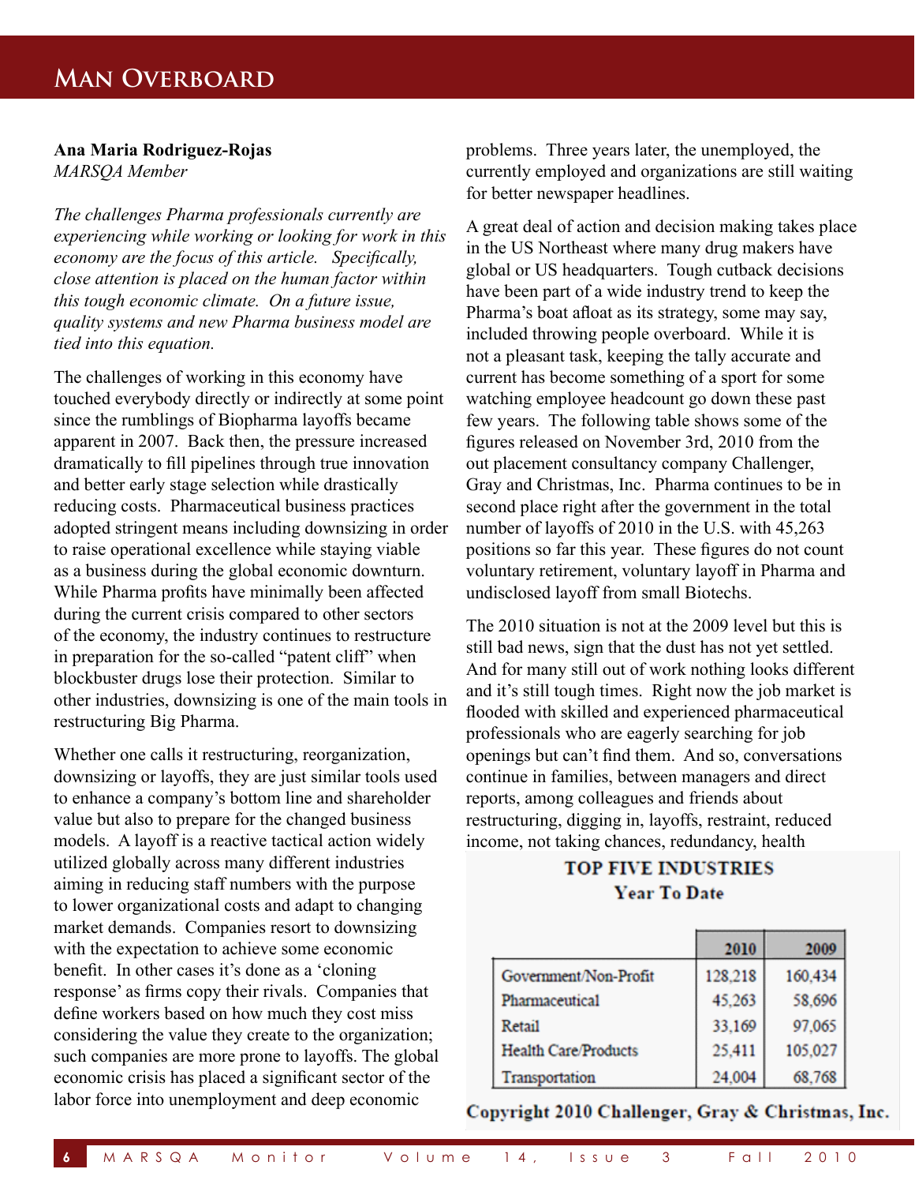# Man Overboard

**Ana Maria Rodriguez-Rojas**
*MARSQA Member*

*The challenges Pharma professionals currently are experiencing while working or looking for work in this economy are the focus of this article. Specifically, close attention is placed on the human factor within this tough economic climate. On a future issue, quality systems and new Pharma business model are tied into this equation.*

The challenges of working in this economy have touched everybody directly or indirectly at some point since the rumblings of Biopharma layoffs became apparent in 2007. Back then, the pressure increased dramatically to fill pipelines through true innovation and better early stage selection while drastically reducing costs. Pharmaceutical business practices adopted stringent means including downsizing in order to raise operational excellence while staying viable as a business during the global economic downturn. While Pharma profits have minimally been affected during the current crisis compared to other sectors of the economy, the industry continues to restructure in preparation for the so-called "patent cliff" when blockbuster drugs lose their protection. Similar to other industries, downsizing is one of the main tools in restructuring Big Pharma.

Whether one calls it restructuring, reorganization, downsizing or layoffs, they are just similar tools used to enhance a company's bottom line and shareholder value but also to prepare for the changed business models. A layoff is a reactive tactical action widely utilized globally across many different industries aiming in reducing staff numbers with the purpose to lower organizational costs and adapt to changing market demands. Companies resort to downsizing with the expectation to achieve some economic benefit. In other cases it's done as a 'cloning response' as firms copy their rivals. Companies that define workers based on how much they cost miss considering the value they create to the organization; such companies are more prone to layoffs. The global economic crisis has placed a significant sector of the labor force into unemployment and deep economic problems. Three years later, the unemployed, the currently employed and organizations are still waiting for better newspaper headlines.

A great deal of action and decision making takes place in the US Northeast where many drug makers have global or US headquarters. Tough cutback decisions have been part of a wide industry trend to keep the Pharma's boat afloat as its strategy, some may say, included throwing people overboard. While it is not a pleasant task, keeping the tally accurate and current has become something of a sport for some watching employee headcount go down these past few years. The following table shows some of the figures released on November 3rd, 2010 from the out placement consultancy company Challenger, Gray and Christmas, Inc. Pharma continues to be in second place right after the government in the total number of layoffs of 2010 in the U.S. with 45,263 positions so far this year. These figures do not count voluntary retirement, voluntary layoff in Pharma and undisclosed layoff from small Biotechs.

The 2010 situation is not at the 2009 level but this is still bad news, sign that the dust has not yet settled. And for many still out of work nothing looks different and it's still tough times. Right now the job market is flooded with skilled and experienced pharmaceutical professionals who are eagerly searching for job openings but can't find them. And so, conversations continue in families, between managers and direct reports, among colleagues and friends about restructuring, digging in, layoffs, restraint, reduced income, not taking chances, redundancy, health

**TOP FIVE INDUSTRIES**
**Year To Date**

| | 2010 | 2009 |
|---|---|---|
| Government/Non-Profit | 128,218 | 160,434 |
| Pharmaceutical | 45,263 | 58,696 |
| Retail | 33,169 | 97,065 |
| Health Care/Products | 25,411 | 105,027 |
| Transportation | 24,004 | 68,768 |

**Copyright 2010 Challenger, Gray & Christmas, Inc.**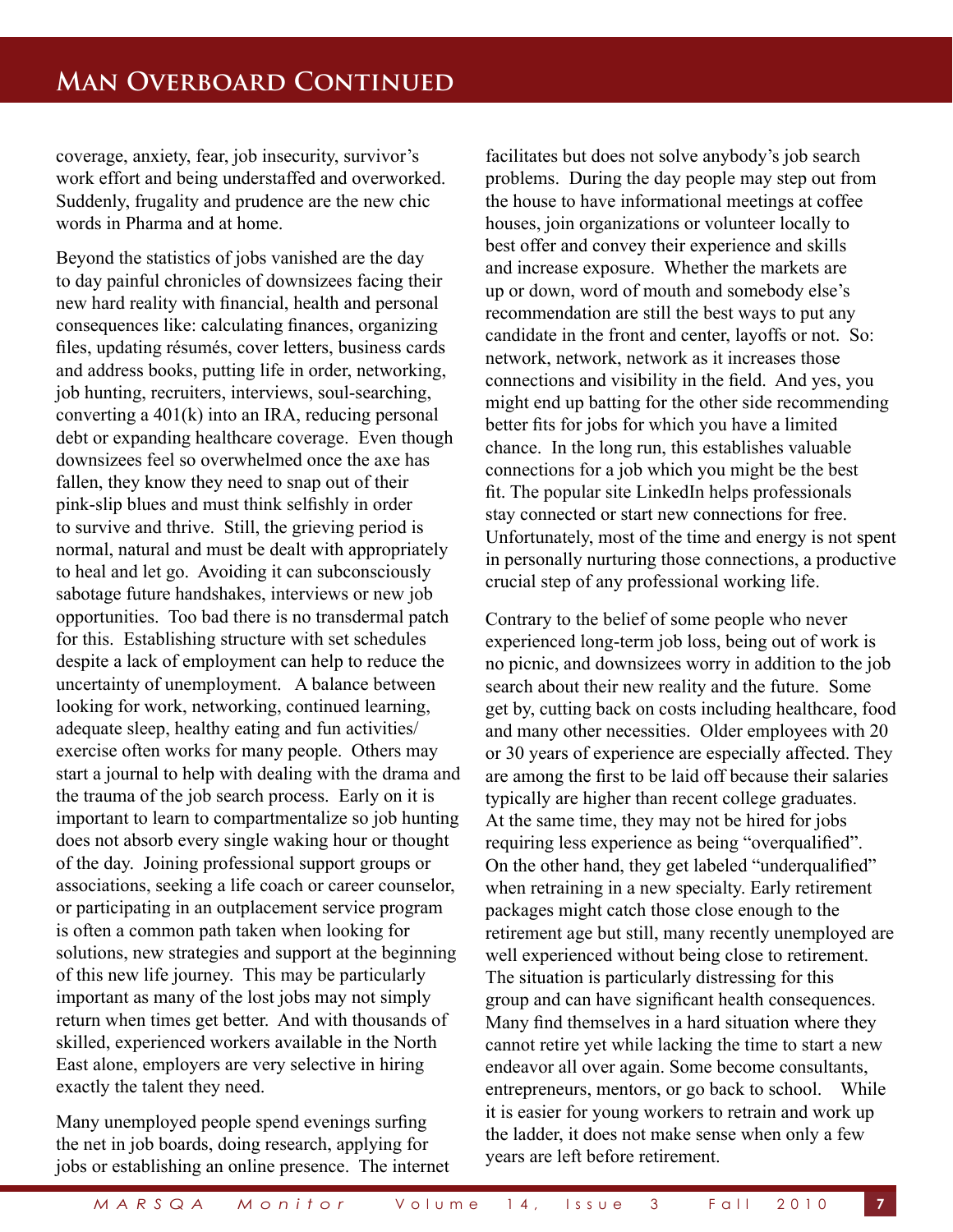## Man Overboard Continued

coverage, anxiety, fear, job insecurity, survivor's work effort and being understaffed and overworked. Suddenly, frugality and prudence are the new chic words in Pharma and at home.

Beyond the statistics of jobs vanished are the day to day painful chronicles of downsizees facing their new hard reality with financial, health and personal consequences like: calculating finances, organizing files, updating résumés, cover letters, business cards and address books, putting life in order, networking, job hunting, recruiters, interviews, soul-searching, converting a 401(k) into an IRA, reducing personal debt or expanding healthcare coverage. Even though downsizees feel so overwhelmed once the axe has fallen, they know they need to snap out of their pink-slip blues and must think selfishly in order to survive and thrive. Still, the grieving period is normal, natural and must be dealt with appropriately to heal and let go. Avoiding it can subconsciously sabotage future handshakes, interviews or new job opportunities. Too bad there is no transdermal patch for this. Establishing structure with set schedules despite a lack of employment can help to reduce the uncertainty of unemployment. A balance between looking for work, networking, continued learning, adequate sleep, healthy eating and fun activities/ exercise often works for many people. Others may start a journal to help with dealing with the drama and the trauma of the job search process. Early on it is important to learn to compartmentalize so job hunting does not absorb every single waking hour or thought of the day. Joining professional support groups or associations, seeking a life coach or career counselor, or participating in an outplacement service program is often a common path taken when looking for solutions, new strategies and support at the beginning of this new life journey. This may be particularly important as many of the lost jobs may not simply return when times get better. And with thousands of skilled, experienced workers available in the North East alone, employers are very selective in hiring exactly the talent they need.

Many unemployed people spend evenings surfing the net in job boards, doing research, applying for jobs or establishing an online presence. The internet facilitates but does not solve anybody's job search problems. During the day people may step out from the house to have informational meetings at coffee houses, join organizations or volunteer locally to best offer and convey their experience and skills and increase exposure. Whether the markets are up or down, word of mouth and somebody else's recommendation are still the best ways to put any candidate in the front and center, layoffs or not. So: network, network, network as it increases those connections and visibility in the field. And yes, you might end up batting for the other side recommending better fits for jobs for which you have a limited chance. In the long run, this establishes valuable connections for a job which you might be the best fit. The popular site LinkedIn helps professionals stay connected or start new connections for free. Unfortunately, most of the time and energy is not spent in personally nurturing those connections, a productive crucial step of any professional working life.

Contrary to the belief of some people who never experienced long-term job loss, being out of work is no picnic, and downsizees worry in addition to the job search about their new reality and the future. Some get by, cutting back on costs including healthcare, food and many other necessities. Older employees with 20 or 30 years of experience are especially affected. They are among the first to be laid off because their salaries typically are higher than recent college graduates. At the same time, they may not be hired for jobs requiring less experience as being "overqualified". On the other hand, they get labeled "underqualified" when retraining in a new specialty. Early retirement packages might catch those close enough to the retirement age but still, many recently unemployed are well experienced without being close to retirement. The situation is particularly distressing for this group and can have significant health consequences. Many find themselves in a hard situation where they cannot retire yet while lacking the time to start a new endeavor all over again. Some become consultants, entrepreneurs, mentors, or go back to school. While it is easier for young workers to retrain and work up the ladder, it does not make sense when only a few years are left before retirement.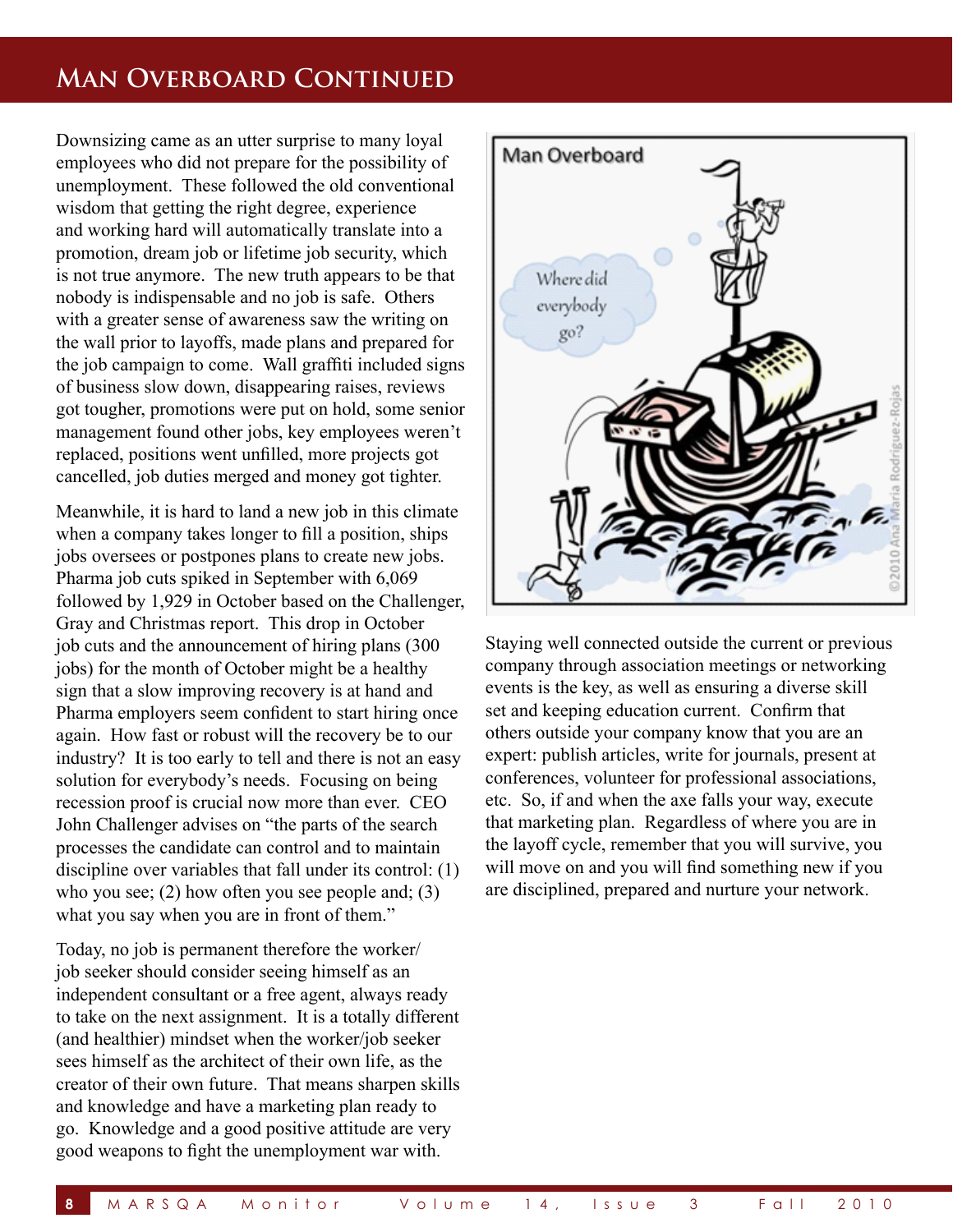# Man Overboard Continued

Downsizing came as an utter surprise to many loyal employees who did not prepare for the possibility of unemployment. These followed the old conventional wisdom that getting the right degree, experience and working hard will automatically translate into a promotion, dream job or lifetime job security, which is not true anymore. The new truth appears to be that nobody is indispensable and no job is safe. Others with a greater sense of awareness saw the writing on the wall prior to layoffs, made plans and prepared for the job campaign to come. Wall graffiti included signs of business slow down, disappearing raises, reviews got tougher, promotions were put on hold, some senior management found other jobs, key employees weren't replaced, positions went unfilled, more projects got cancelled, job duties merged and money got tighter.

Meanwhile, it is hard to land a new job in this climate when a company takes longer to fill a position, ships jobs oversees or postpones plans to create new jobs. Pharma job cuts spiked in September with 6,069 followed by 1,929 in October based on the Challenger, Gray and Christmas report. This drop in October job cuts and the announcement of hiring plans (300 jobs) for the month of October might be a healthy sign that a slow improving recovery is at hand and Pharma employers seem confident to start hiring once again. How fast or robust will the recovery be to our industry? It is too early to tell and there is not an easy solution for everybody's needs. Focusing on being recession proof is crucial now more than ever. CEO John Challenger advises on "the parts of the search processes the candidate can control and to maintain discipline over variables that fall under its control: (1) who you see; (2) how often you see people and; (3) what you say when you are in front of them."

Today, no job is permanent therefore the worker/ job seeker should consider seeing himself as an independent consultant or a free agent, always ready to take on the next assignment. It is a totally different (and healthier) mindset when the worker/job seeker sees himself as the architect of their own life, as the creator of their own future. That means sharpen skills and knowledge and have a marketing plan ready to go. Knowledge and a good positive attitude are very good weapons to fight the unemployment war with.

Man Overboard

Where did everybody go?

©2010 Ana Maria Rodriguez-Rojas

Staying well connected outside the current or previous company through association meetings or networking events is the key, as well as ensuring a diverse skill set and keeping education current. Confirm that others outside your company know that you are an expert: publish articles, write for journals, present at conferences, volunteer for professional associations, etc. So, if and when the axe falls your way, execute that marketing plan. Regardless of where you are in the layoff cycle, remember that you will survive, you will move on and you will find something new if you are disciplined, prepared and nurture your network.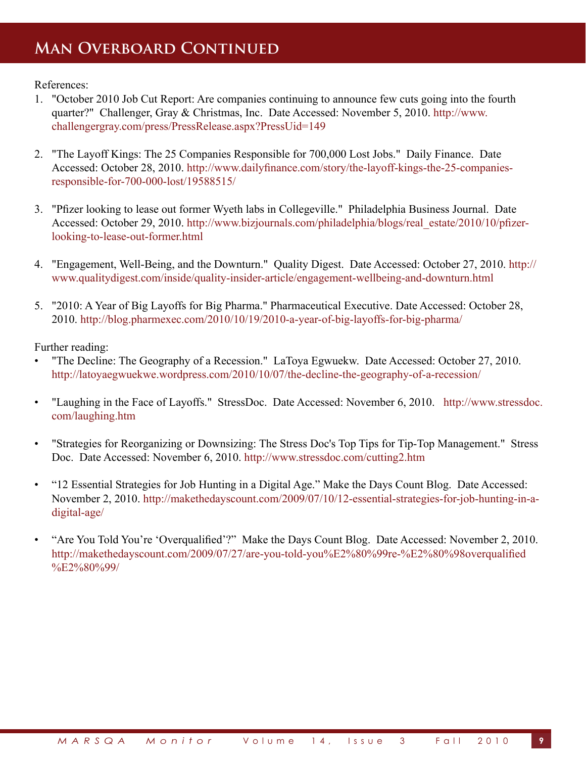# Man Overboard Continued

References:

1. "October 2010 Job Cut Report: Are companies continuing to announce few cuts going into the fourth quarter?" Challenger, Gray & Christmas, Inc. Date Accessed: November 5, 2010. http://www.challengergray.com/press/PressRelease.aspx?PressUid=149

2. "The Layoff Kings: The 25 Companies Responsible for 700,000 Lost Jobs." Daily Finance. Date Accessed: October 28, 2010. http://www.dailyfinance.com/story/the-layoff-kings-the-25-companies-responsible-for-700-000-lost/19588515/

3. "Pfizer looking to lease out former Wyeth labs in Collegeville." Philadelphia Business Journal. Date Accessed: October 29, 2010. http://www.bizjournals.com/philadelphia/blogs/real_estate/2010/10/pfizer-looking-to-lease-out-former.html

4. "Engagement, Well-Being, and the Downturn." Quality Digest. Date Accessed: October 27, 2010. http://www.qualitydigest.com/inside/quality-insider-article/engagement-wellbeing-and-downturn.html

5. "2010: A Year of Big Layoffs for Big Pharma." Pharmaceutical Executive. Date Accessed: October 28, 2010. http://blog.pharmexec.com/2010/10/19/2010-a-year-of-big-layoffs-for-big-pharma/

Further reading:

- "The Decline: The Geography of a Recession." LaToya Egwuekw. Date Accessed: October 27, 2010. http://latoyaegwuekwe.wordpress.com/2010/10/07/the-decline-the-geography-of-a-recession/

- "Laughing in the Face of Layoffs." StressDoc. Date Accessed: November 6, 2010. http://www.stressdoc.com/laughing.htm

- "Strategies for Reorganizing or Downsizing: The Stress Doc's Top Tips for Tip-Top Management." Stress Doc. Date Accessed: November 6, 2010. http://www.stressdoc.com/cutting2.htm

- “12 Essential Strategies for Job Hunting in a Digital Age.” Make the Days Count Blog. Date Accessed: November 2, 2010. http://makethedayscount.com/2009/07/10/12-essential-strategies-for-job-hunting-in-a-digital-age/

- “Are You Told You’re ‘Overqualified’?” Make the Days Count Blog. Date Accessed: November 2, 2010. http://makethedayscount.com/2009/07/27/are-you-told-you%E2%80%99re-%E2%80%98overqualified%E2%80%99/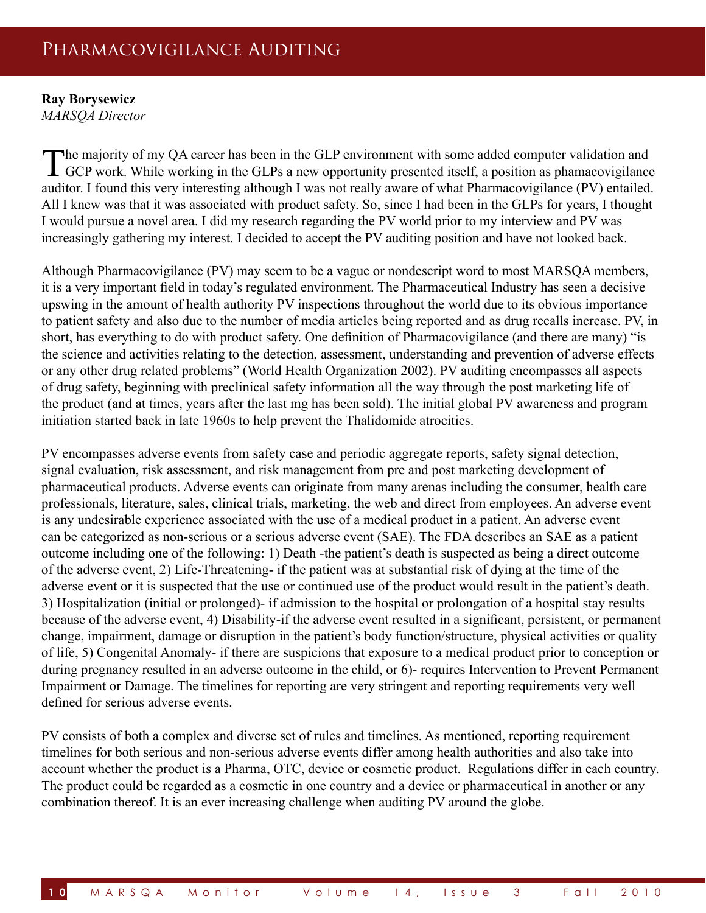# Pharmacovigilance Auditing

**Ray Borysewicz**
*MARSQA Director*

The majority of my QA career has been in the GLP environment with some added computer validation and GCP work. While working in the GLPs a new opportunity presented itself, a position as phamacovigilance auditor. I found this very interesting although I was not really aware of what Pharmacovigilance (PV) entailed. All I knew was that it was associated with product safety. So, since I had been in the GLPs for years, I thought I would pursue a novel area. I did my research regarding the PV world prior to my interview and PV was increasingly gathering my interest. I decided to accept the PV auditing position and have not looked back.

Although Pharmacovigilance (PV) may seem to be a vague or nondescript word to most MARSQA members, it is a very important field in today's regulated environment. The Pharmaceutical Industry has seen a decisive upswing in the amount of health authority PV inspections throughout the world due to its obvious importance to patient safety and also due to the number of media articles being reported and as drug recalls increase. PV, in short, has everything to do with product safety. One definition of Pharmacovigilance (and there are many) "is the science and activities relating to the detection, assessment, understanding and prevention of adverse effects or any other drug related problems" (World Health Organization 2002). PV auditing encompasses all aspects of drug safety, beginning with preclinical safety information all the way through the post marketing life of the product (and at times, years after the last mg has been sold). The initial global PV awareness and program initiation started back in late 1960s to help prevent the Thalidomide atrocities.

PV encompasses adverse events from safety case and periodic aggregate reports, safety signal detection, signal evaluation, risk assessment, and risk management from pre and post marketing development of pharmaceutical products. Adverse events can originate from many arenas including the consumer, health care professionals, literature, sales, clinical trials, marketing, the web and direct from employees. An adverse event is any undesirable experience associated with the use of a medical product in a patient. An adverse event can be categorized as non-serious or a serious adverse event (SAE). The FDA describes an SAE as a patient outcome including one of the following: 1) Death -the patient's death is suspected as being a direct outcome of the adverse event, 2) Life-Threatening- if the patient was at substantial risk of dying at the time of the adverse event or it is suspected that the use or continued use of the product would result in the patient's death. 3) Hospitalization (initial or prolonged)- if admission to the hospital or prolongation of a hospital stay results because of the adverse event, 4) Disability-if the adverse event resulted in a significant, persistent, or permanent change, impairment, damage or disruption in the patient's body function/structure, physical activities or quality of life, 5) Congenital Anomaly- if there are suspicions that exposure to a medical product prior to conception or during pregnancy resulted in an adverse outcome in the child, or 6)- requires Intervention to Prevent Permanent Impairment or Damage. The timelines for reporting are very stringent and reporting requirements very well defined for serious adverse events.

PV consists of both a complex and diverse set of rules and timelines. As mentioned, reporting requirement timelines for both serious and non-serious adverse events differ among health authorities and also take into account whether the product is a Pharma, OTC, device or cosmetic product. Regulations differ in each country. The product could be regarded as a cosmetic in one country and a device or pharmaceutical in another or any combination thereof. It is an ever increasing challenge when auditing PV around the globe.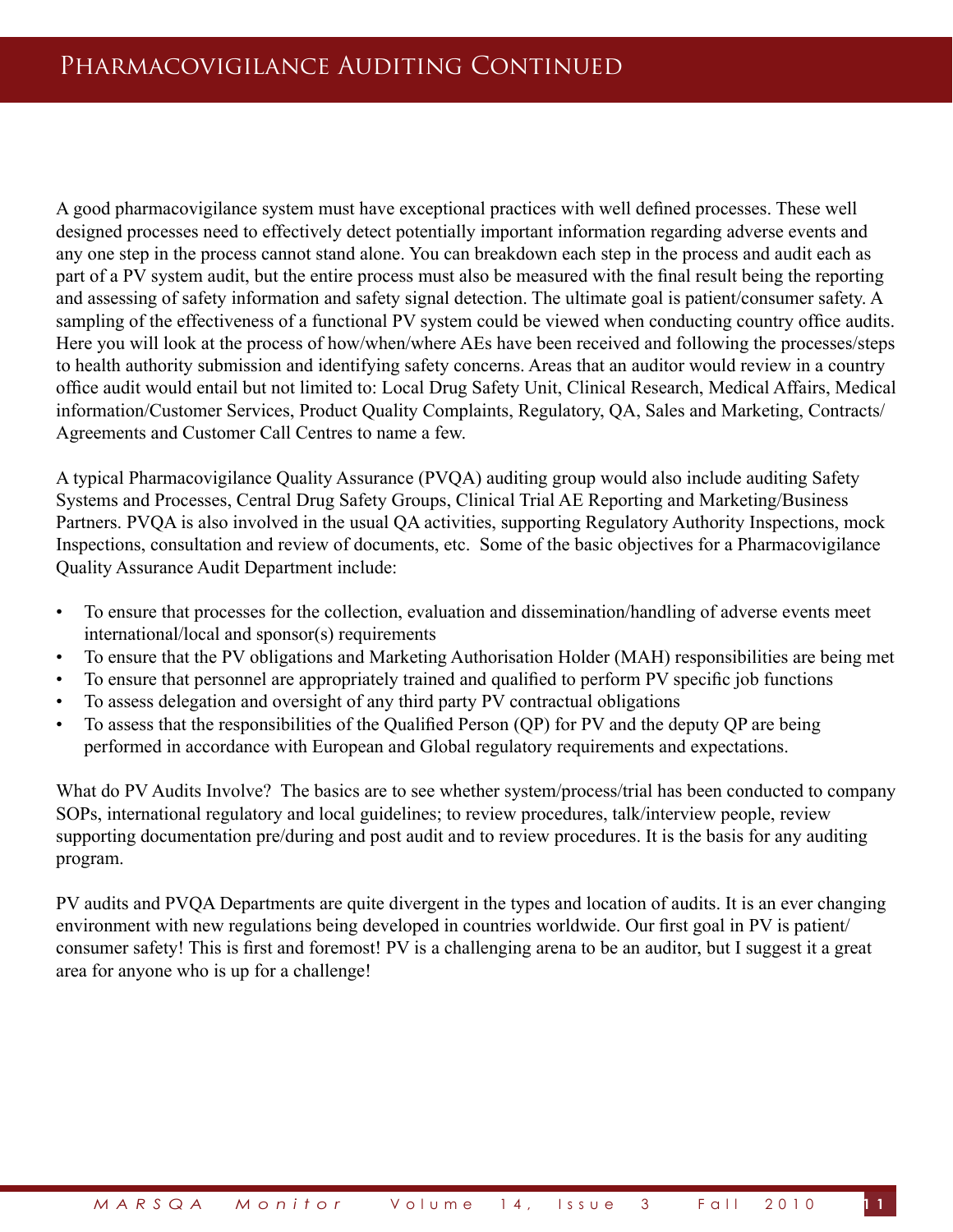# Pharmacovigilance Auditing Continued

A good pharmacovigilance system must have exceptional practices with well defined processes. These well designed processes need to effectively detect potentially important information regarding adverse events and any one step in the process cannot stand alone. You can breakdown each step in the process and audit each as part of a PV system audit, but the entire process must also be measured with the final result being the reporting and assessing of safety information and safety signal detection. The ultimate goal is patient/consumer safety. A sampling of the effectiveness of a functional PV system could be viewed when conducting country office audits. Here you will look at the process of how/when/where AEs have been received and following the processes/steps to health authority submission and identifying safety concerns. Areas that an auditor would review in a country office audit would entail but not limited to: Local Drug Safety Unit, Clinical Research, Medical Affairs, Medical information/Customer Services, Product Quality Complaints, Regulatory, QA, Sales and Marketing, Contracts/Agreements and Customer Call Centres to name a few.

A typical Pharmacovigilance Quality Assurance (PVQA) auditing group would also include auditing Safety Systems and Processes, Central Drug Safety Groups, Clinical Trial AE Reporting and Marketing/Business Partners. PVQA is also involved in the usual QA activities, supporting Regulatory Authority Inspections, mock Inspections, consultation and review of documents, etc. Some of the basic objectives for a Pharmacovigilance Quality Assurance Audit Department include:

- To ensure that processes for the collection, evaluation and dissemination/handling of adverse events meet international/local and sponsor(s) requirements
- To ensure that the PV obligations and Marketing Authorisation Holder (MAH) responsibilities are being met
- To ensure that personnel are appropriately trained and qualified to perform PV specific job functions
- To assess delegation and oversight of any third party PV contractual obligations
- To assess that the responsibilities of the Qualified Person (QP) for PV and the deputy QP are being performed in accordance with European and Global regulatory requirements and expectations.

What do PV Audits Involve? The basics are to see whether system/process/trial has been conducted to company SOPs, international regulatory and local guidelines; to review procedures, talk/interview people, review supporting documentation pre/during and post audit and to review procedures. It is the basis for any auditing program.

PV audits and PVQA Departments are quite divergent in the types and location of audits. It is an ever changing environment with new regulations being developed in countries worldwide. Our first goal in PV is patient/consumer safety! This is first and foremost! PV is a challenging arena to be an auditor, but I suggest it a great area for anyone who is up for a challenge!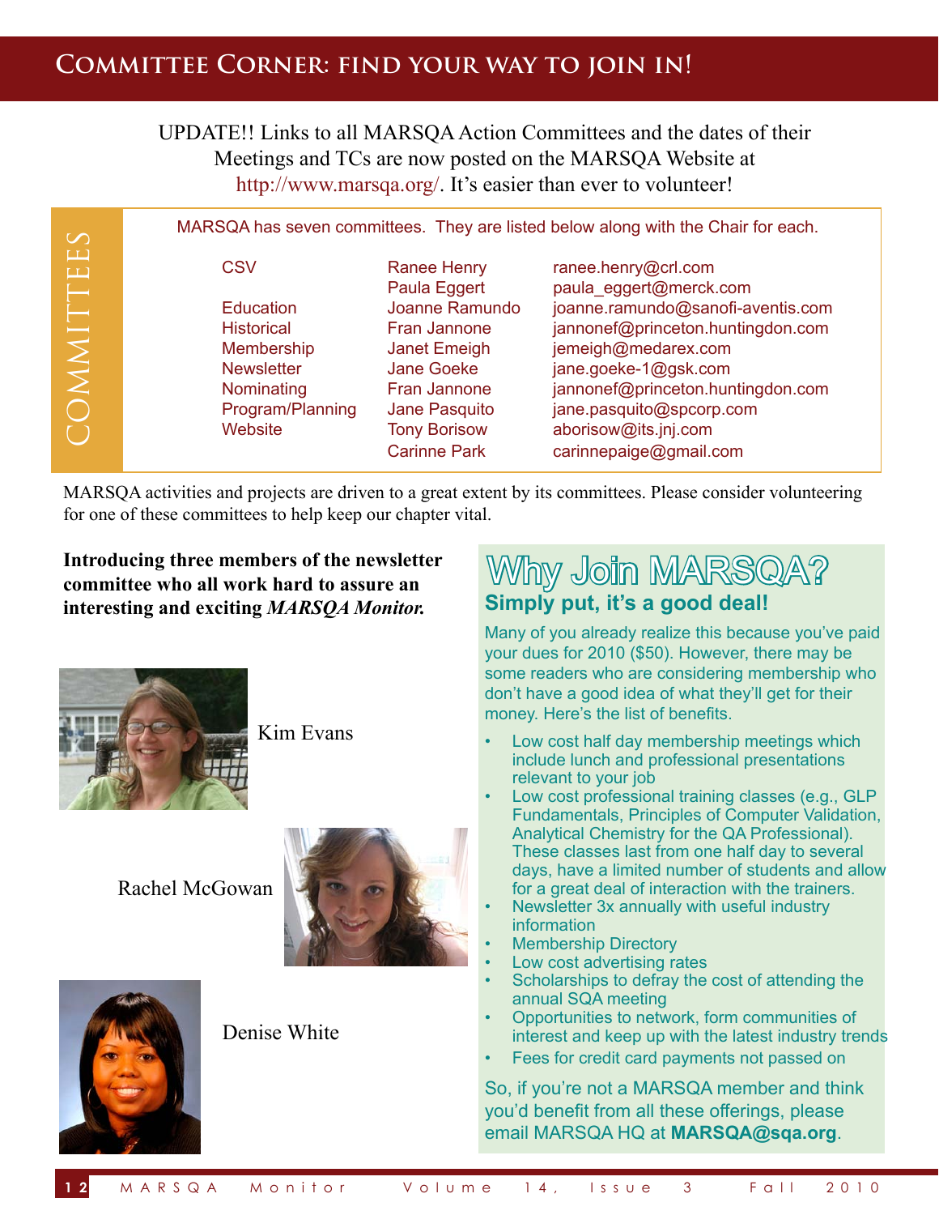## Committee Corner: find your way to join in!

UPDATE!! Links to all MARSQA Action Committees and the dates of their Meetings and TCs are now posted on the MARSQA Website at http://www.marsqa.org/. It's easier than ever to volunteer!

COMMITTEES

MARSQA has seven committees. They are listed below along with the Chair for each.

| | | |
|---|---|---|
| CSV | Ranee Henry | ranee.henry@crl.com |
| | Paula Eggert | paula_eggert@merck.com |
| Education | Joanne Ramundo | joanne.ramundo@sanofi-aventis.com |
| Historical | Fran Jannone | jannonef@princeton.huntingdon.com |
| Membership | Janet Emeigh | jemeigh@medarex.com |
| Newsletter | Jane Goeke | jane.goeke-1@gsk.com |
| Nominating | Fran Jannone | jannonef@princeton.huntingdon.com |
| Program/Planning | Jane Pasquito | jane.pasquito@spcorp.com |
| Website | Tony Borisow | aborisow@its.jnj.com |
| | Carinne Park | carinnepaige@gmail.com |

MARSQA activities and projects are driven to a great extent by its committees. Please consider volunteering for one of these committees to help keep our chapter vital.

**Introducing three members of the newsletter committee who all work hard to assure an interesting and exciting *MARSQA Monitor.***

Kim Evans

Rachel McGowan

Denise White

## Why Join MARSQA?

### Simply put, it's a good deal!

Many of you already realize this because you've paid your dues for 2010 ($50). However, there may be some readers who are considering membership who don't have a good idea of what they'll get for their money. Here's the list of benefits.

- Low cost half day membership meetings which include lunch and professional presentations relevant to your job
- Low cost professional training classes (e.g., GLP Fundamentals, Principles of Computer Validation, Analytical Chemistry for the QA Professional). These classes last from one half day to several days, have a limited number of students and allow for a great deal of interaction with the trainers.
- Newsletter 3x annually with useful industry information
- Membership Directory
- Low cost advertising rates
- Scholarships to defray the cost of attending the annual SQA meeting
- Opportunities to network, form communities of interest and keep up with the latest industry trends
- Fees for credit card payments not passed on

So, if you're not a MARSQA member and think you'd benefit from all these offerings, please email MARSQA HQ at **MARSQA@sqa.org**.